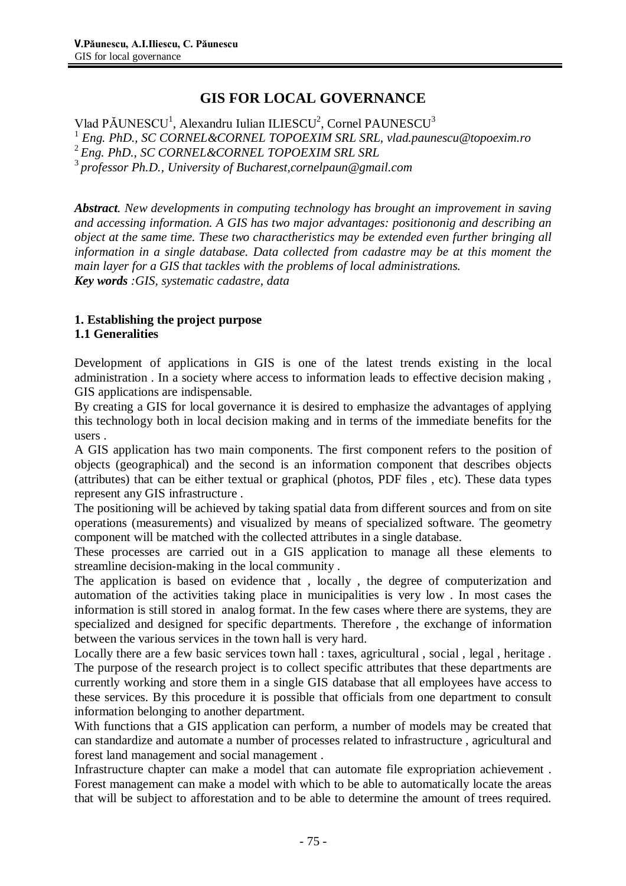# GIS FOR LOCAL GOVERNANCE

Vlad PĂUNESCU[1], Alexandru Iulian ILIESCU[2], Cornel PAUNESCU[3]

[1] *Eng. PhD., SC CORNEL&CORNEL TOPOEXIM SRL SRL, vlad.paunescu@topoexim.ro*

[2] *Eng. PhD., SC CORNEL&CORNEL TOPOEXIM SRL SRL*

[3] *professor Ph.D., University of Bucharest,cornelpaun@gmail.com*

***Abstract****. New developments in computing technology has brought an improvement in saving and accessing information. A GIS has two major advantages: positiononig and describing an object at the same time. These two charactheristics may be extended even further bringing all information in a single database. Data collected from cadastre may be at this moment the main layer for a GIS that tackles with the problems of local administrations.*

***Key words*** *:GIS, systematic cadastre, data*

## 1. Establishing the project purpose

### 1.1 Generalities

Development of applications in GIS is one of the latest trends existing in the local administration . In a society where access to information leads to effective decision making , GIS applications are indispensable.

By creating a GIS for local governance it is desired to emphasize the advantages of applying this technology both in local decision making and in terms of the immediate benefits for the users .

A GIS application has two main components. The first component refers to the position of objects (geographical) and the second is an information component that describes objects (attributes) that can be either textual or graphical (photos, PDF files , etc). These data types represent any GIS infrastructure .

The positioning will be achieved by taking spatial data from different sources and from on site operations (measurements) and visualized by means of specialized software. The geometry component will be matched with the collected attributes in a single database.

These processes are carried out in a GIS application to manage all these elements to streamline decision-making in the local community .

The application is based on evidence that , locally , the degree of computerization and automation of the activities taking place in municipalities is very low . In most cases the information is still stored in analog format. In the few cases where there are systems, they are specialized and designed for specific departments. Therefore , the exchange of information between the various services in the town hall is very hard.

Locally there are a few basic services town hall : taxes, agricultural , social , legal , heritage . The purpose of the research project is to collect specific attributes that these departments are currently working and store them in a single GIS database that all employees have access to these services. By this procedure it is possible that officials from one department to consult information belonging to another department.

With functions that a GIS application can perform, a number of models may be created that can standardize and automate a number of processes related to infrastructure , agricultural and forest land management and social management .

Infrastructure chapter can make a model that can automate file expropriation achievement . Forest management can make a model with which to be able to automatically locate the areas that will be subject to afforestation and to be able to determine the amount of trees required.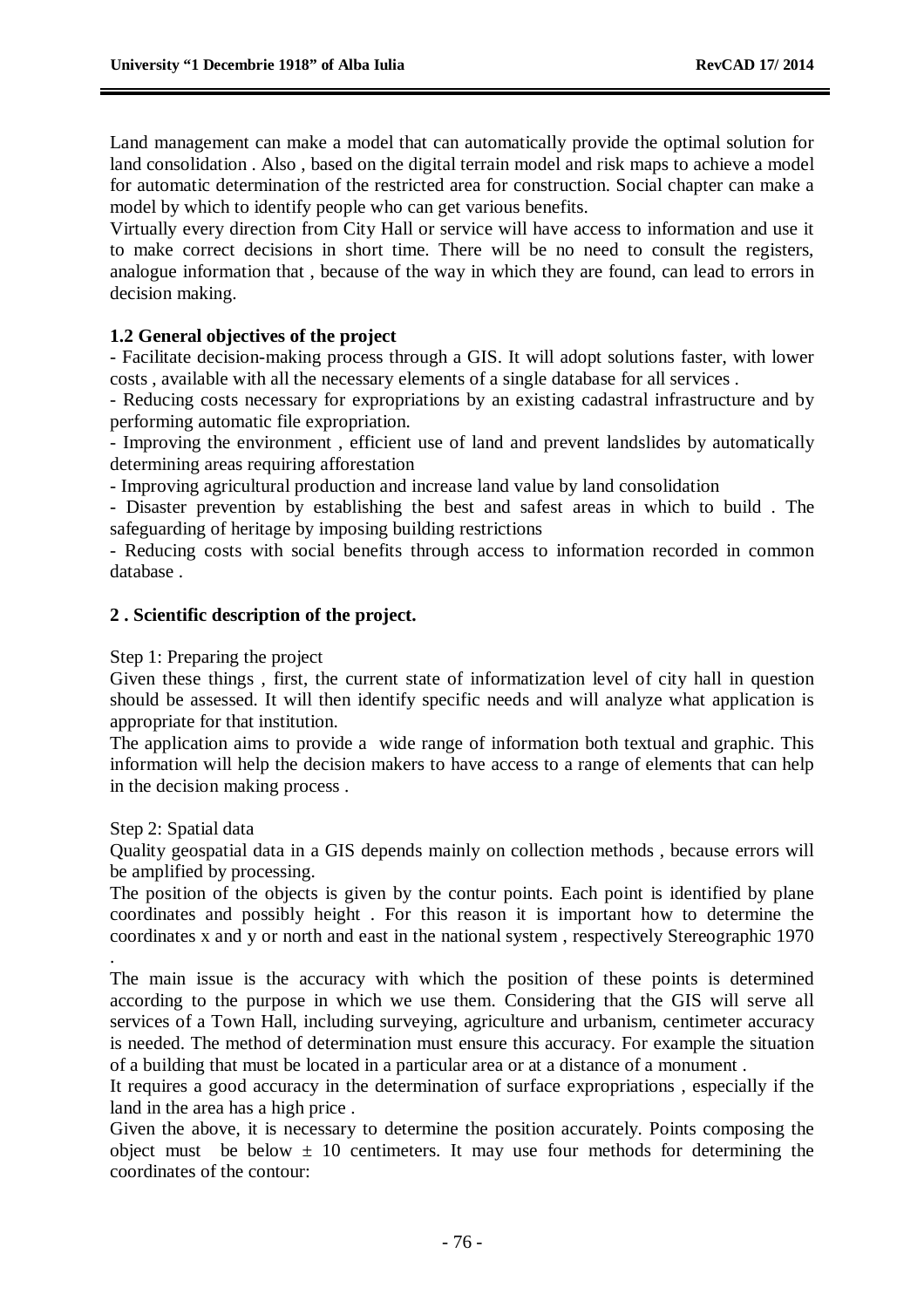Land management can make a model that can automatically provide the optimal solution for land consolidation . Also , based on the digital terrain model and risk maps to achieve a model for automatic determination of the restricted area for construction. Social chapter can make a model by which to identify people who can get various benefits.

Virtually every direction from City Hall or service will have access to information and use it to make correct decisions in short time. There will be no need to consult the registers, analogue information that , because of the way in which they are found, can lead to errors in decision making.

### 1.2 General objectives of the project

- Facilitate decision-making process through a GIS. It will adopt solutions faster, with lower costs , available with all the necessary elements of a single database for all services .
- Reducing costs necessary for expropriations by an existing cadastral infrastructure and by performing automatic file expropriation.
- Improving the environment , efficient use of land and prevent landslides by automatically determining areas requiring afforestation
- Improving agricultural production and increase land value by land consolidation
- Disaster prevention by establishing the best and safest areas in which to build . The safeguarding of heritage by imposing building restrictions
- Reducing costs with social benefits through access to information recorded in common database .

## 2 . Scientific description of the project.

Step 1: Preparing the project

Given these things , first, the current state of informatization level of city hall in question should be assessed. It will then identify specific needs and will analyze what application is appropriate for that institution.

The application aims to provide a wide range of information both textual and graphic. This information will help the decision makers to have access to a range of elements that can help in the decision making process .

Step 2: Spatial data

Quality geospatial data in a GIS depends mainly on collection methods , because errors will be amplified by processing.

The position of the objects is given by the contur points. Each point is identified by plane coordinates and possibly height . For this reason it is important how to determine the coordinates x and y or north and east in the national system , respectively Stereographic 1970 .

The main issue is the accuracy with which the position of these points is determined according to the purpose in which we use them. Considering that the GIS will serve all services of a Town Hall, including surveying, agriculture and urbanism, centimeter accuracy is needed. The method of determination must ensure this accuracy. For example the situation of a building that must be located in a particular area or at a distance of a monument .

It requires a good accuracy in the determination of surface expropriations , especially if the land in the area has a high price .

Given the above, it is necessary to determine the position accurately. Points composing the object must be below ± 10 centimeters. It may use four methods for determining the coordinates of the contour: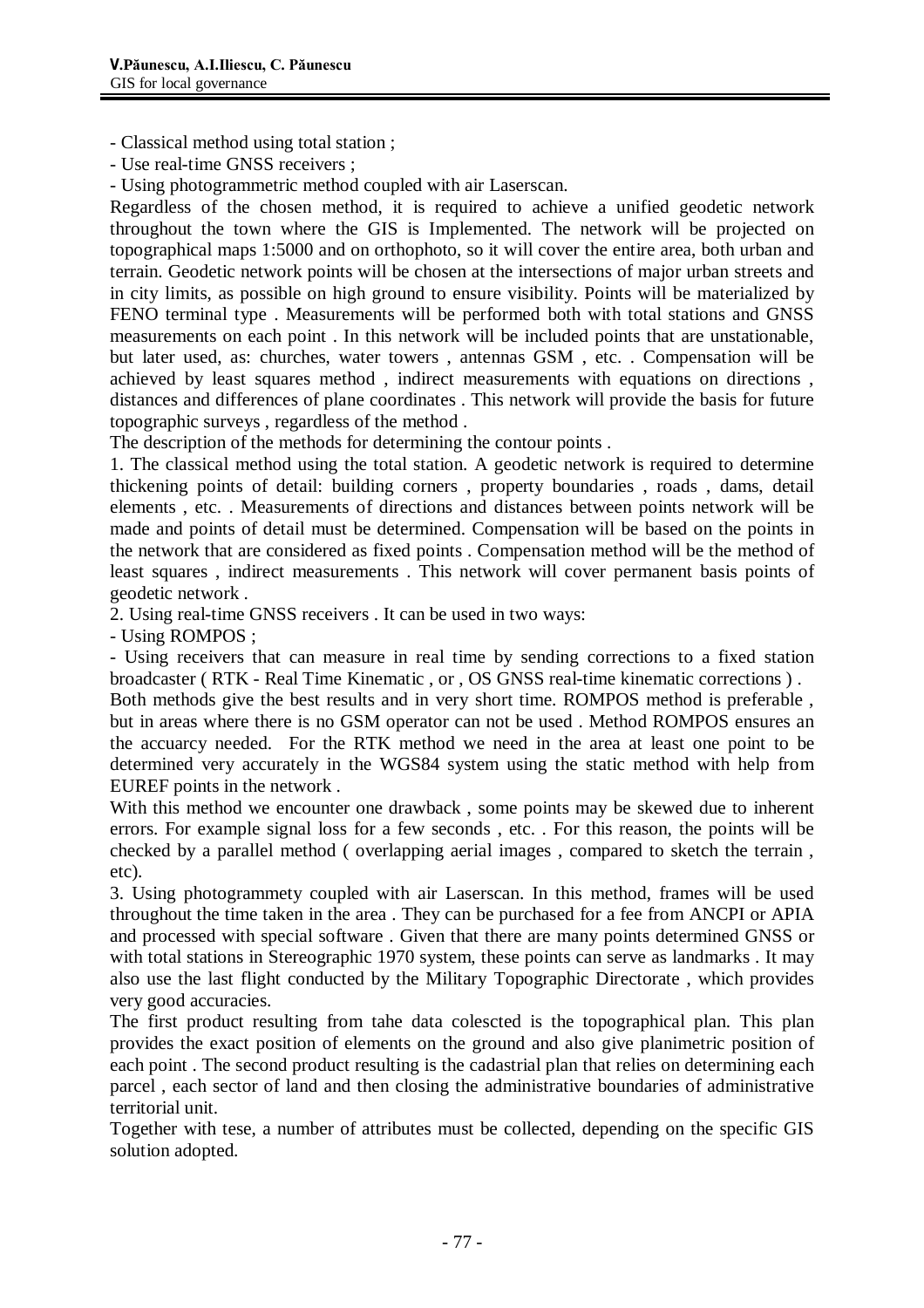- Classical method using total station ;
- Use real-time GNSS receivers ;
- Using photogrammetric method coupled with air Laserscan.

Regardless of the chosen method, it is required to achieve a unified geodetic network throughout the town where the GIS is Implemented. The network will be projected on topographical maps 1:5000 and on orthophoto, so it will cover the entire area, both urban and terrain. Geodetic network points will be chosen at the intersections of major urban streets and in city limits, as possible on high ground to ensure visibility. Points will be materialized by FENO terminal type . Measurements will be performed both with total stations and GNSS measurements on each point . In this network will be included points that are unstationable, but later used, as: churches, water towers , antennas GSM , etc. . Compensation will be achieved by least squares method , indirect measurements with equations on directions , distances and differences of plane coordinates . This network will provide the basis for future topographic surveys , regardless of the method .

The description of the methods for determining the contour points .

1. The classical method using the total station. A geodetic network is required to determine thickening points of detail: building corners , property boundaries , roads , dams, detail elements , etc. . Measurements of directions and distances between points network will be made and points of detail must be determined. Compensation will be based on the points in the network that are considered as fixed points . Compensation method will be the method of least squares , indirect measurements . This network will cover permanent basis points of geodetic network .

2. Using real-time GNSS receivers . It can be used in two ways:

- Using ROMPOS ;
- Using receivers that can measure in real time by sending corrections to a fixed station broadcaster ( RTK - Real Time Kinematic , or , OS GNSS real-time kinematic corrections ) .

Both methods give the best results and in very short time. ROMPOS method is preferable , but in areas where there is no GSM operator can not be used . Method ROMPOS ensures an the accuarcy needed. For the RTK method we need in the area at least one point to be determined very accurately in the WGS84 system using the static method with help from EUREF points in the network .

With this method we encounter one drawback , some points may be skewed due to inherent errors. For example signal loss for a few seconds , etc. . For this reason, the points will be checked by a parallel method ( overlapping aerial images , compared to sketch the terrain , etc).

3. Using photogrammety coupled with air Laserscan. In this method, frames will be used throughout the time taken in the area . They can be purchased for a fee from ANCPI or APIA and processed with special software . Given that there are many points determined GNSS or with total stations in Stereographic 1970 system, these points can serve as landmarks . It may also use the last flight conducted by the Military Topographic Directorate , which provides very good accuracies.

The first product resulting from tahe data colescted is the topographical plan. This plan provides the exact position of elements on the ground and also give planimetric position of each point . The second product resulting is the cadastrial plan that relies on determining each parcel , each sector of land and then closing the administrative boundaries of administrative territorial unit.

Together with tese, a number of attributes must be collected, depending on the specific GIS solution adopted.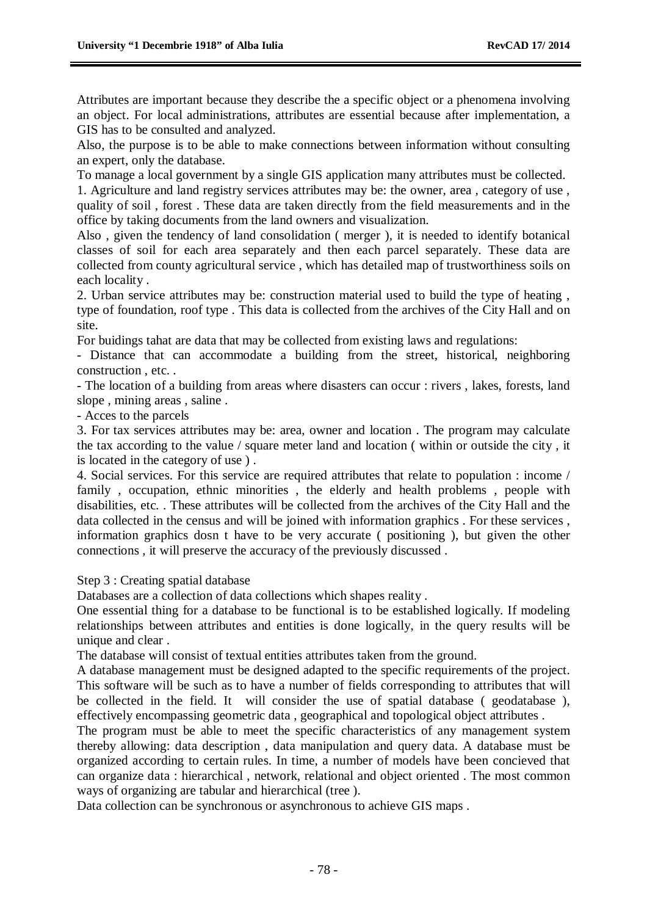Attributes are important because they describe the a specific object or a phenomena involving an object. For local administrations, attributes are essential because after implementation, a GIS has to be consulted and analyzed.

Also, the purpose is to be able to make connections between information without consulting an expert, only the database.

To manage a local government by a single GIS application many attributes must be collected.

1. Agriculture and land registry services attributes may be: the owner, area , category of use , quality of soil , forest . These data are taken directly from the field measurements and in the office by taking documents from the land owners and visualization.

Also , given the tendency of land consolidation ( merger ), it is needed to identify botanical classes of soil for each area separately and then each parcel separately. These data are collected from county agricultural service , which has detailed map of trustworthiness soils on each locality .

2. Urban service attributes may be: construction material used to build the type of heating , type of foundation, roof type . This data is collected from the archives of the City Hall and on site.

For buidings tahat are data that may be collected from existing laws and regulations:

- Distance that can accommodate a building from the street, historical, neighboring construction , etc. .
- The location of a building from areas where disasters can occur : rivers , lakes, forests, land slope , mining areas , saline .
- Acces to the parcels

3. For tax services attributes may be: area, owner and location . The program may calculate the tax according to the value / square meter land and location ( within or outside the city , it is located in the category of use ) .

4. Social services. For this service are required attributes that relate to population : income / family , occupation, ethnic minorities , the elderly and health problems , people with disabilities, etc. . These attributes will be collected from the archives of the City Hall and the data collected in the census and will be joined with information graphics . For these services , information graphics dosn t have to be very accurate ( positioning ), but given the other connections , it will preserve the accuracy of the previously discussed .

Step 3 : Creating spatial database

Databases are a collection of data collections which shapes reality .

One essential thing for a database to be functional is to be established logically. If modeling relationships between attributes and entities is done logically, in the query results will be unique and clear .

The database will consist of textual entities attributes taken from the ground.

A database management must be designed adapted to the specific requirements of the project. This software will be such as to have a number of fields corresponding to attributes that will be collected in the field. It will consider the use of spatial database ( geodatabase ), effectively encompassing geometric data , geographical and topological object attributes .

The program must be able to meet the specific characteristics of any management system thereby allowing: data description , data manipulation and query data. A database must be organized according to certain rules. In time, a number of models have been concieved that can organize data : hierarchical , network, relational and object oriented . The most common ways of organizing are tabular and hierarchical (tree ).

Data collection can be synchronous or asynchronous to achieve GIS maps .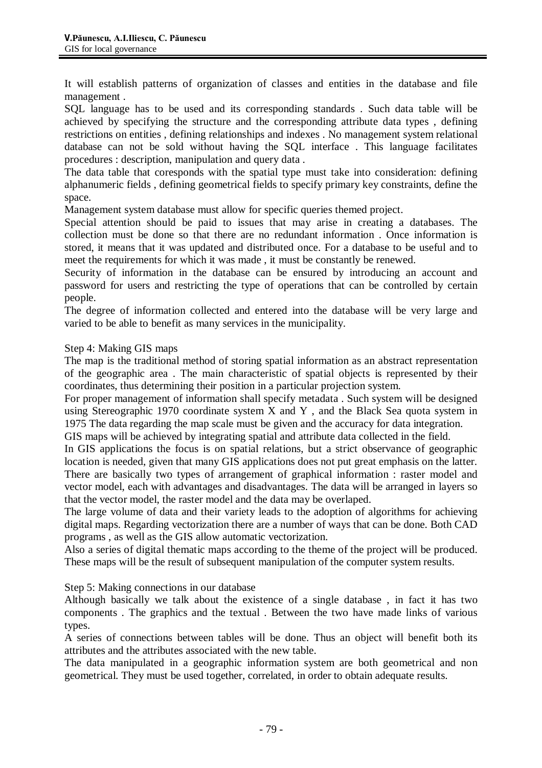It will establish patterns of organization of classes and entities in the database and file management .

SQL language has to be used and its corresponding standards . Such data table will be achieved by specifying the structure and the corresponding attribute data types , defining restrictions on entities , defining relationships and indexes . No management system relational database can not be sold without having the SQL interface . This language facilitates procedures : description, manipulation and query data .

The data table that coresponds with the spatial type must take into consideration: defining alphanumeric fields , defining geometrical fields to specify primary key constraints, define the space.

Management system database must allow for specific queries themed project.

Special attention should be paid to issues that may arise in creating a databases. The collection must be done so that there are no redundant information . Once information is stored, it means that it was updated and distributed once. For a database to be useful and to meet the requirements for which it was made , it must be constantly be renewed.

Security of information in the database can be ensured by introducing an account and password for users and restricting the type of operations that can be controlled by certain people.

The degree of information collected and entered into the database will be very large and varied to be able to benefit as many services in the municipality.

Step 4: Making GIS maps

The map is the traditional method of storing spatial information as an abstract representation of the geographic area . The main characteristic of spatial objects is represented by their coordinates, thus determining their position in a particular projection system.

For proper management of information shall specify metadata . Such system will be designed using Stereographic 1970 coordinate system X and Y , and the Black Sea quota system in 1975 The data regarding the map scale must be given and the accuracy for data integration.

GIS maps will be achieved by integrating spatial and attribute data collected in the field.

In GIS applications the focus is on spatial relations, but a strict observance of geographic location is needed, given that many GIS applications does not put great emphasis on the latter. There are basically two types of arrangement of graphical information : raster model and vector model, each with advantages and disadvantages. The data will be arranged in layers so that the vector model, the raster model and the data may be overlaped.

The large volume of data and their variety leads to the adoption of algorithms for achieving digital maps. Regarding vectorization there are a number of ways that can be done. Both CAD programs , as well as the GIS allow automatic vectorization.

Also a series of digital thematic maps according to the theme of the project will be produced. These maps will be the result of subsequent manipulation of the computer system results.

Step 5: Making connections in our database

Although basically we talk about the existence of a single database , in fact it has two components . The graphics and the textual . Between the two have made links of various types.

A series of connections between tables will be done. Thus an object will benefit both its attributes and the attributes associated with the new table.

The data manipulated in a geographic information system are both geometrical and non geometrical. They must be used together, correlated, in order to obtain adequate results.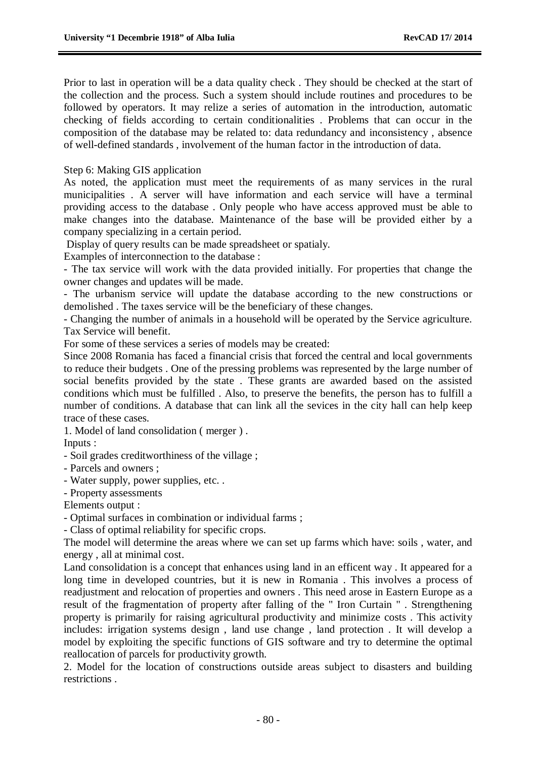Prior to last in operation will be a data quality check . They should be checked at the start of the collection and the process. Such a system should include routines and procedures to be followed by operators. It may relize a series of automation in the introduction, automatic checking of fields according to certain conditionalities . Problems that can occur in the composition of the database may be related to: data redundancy and inconsistency , absence of well-defined standards , involvement of the human factor in the introduction of data.

Step 6: Making GIS application

As noted, the application must meet the requirements of as many services in the rural municipalities . A server will have information and each service will have a terminal providing access to the database . Only people who have access approved must be able to make changes into the database. Maintenance of the base will be provided either by a company specializing in a certain period.

Display of query results can be made spreadsheet or spatialy.

Examples of interconnection to the database :

- The tax service will work with the data provided initially. For properties that change the owner changes and updates will be made.
- The urbanism service will update the database according to the new constructions or demolished . The taxes service will be the beneficiary of these changes.
- Changing the number of animals in a household will be operated by the Service agriculture. Tax Service will benefit.

For some of these services a series of models may be created:

Since 2008 Romania has faced a financial crisis that forced the central and local governments to reduce their budgets . One of the pressing problems was represented by the large number of social benefits provided by the state . These grants are awarded based on the assisted conditions which must be fulfilled . Also, to preserve the benefits, the person has to fulfill a number of conditions. A database that can link all the sevices in the city hall can help keep trace of these cases.

1. Model of land consolidation ( merger ) .

Inputs :

- Soil grades creditworthiness of the village ;
- Parcels and owners ;
- Water supply, power supplies, etc. .
- Property assessments

Elements output :

- Optimal surfaces in combination or individual farms ;
- Class of optimal reliability for specific crops.

The model will determine the areas where we can set up farms which have: soils , water, and energy , all at minimal cost.

Land consolidation is a concept that enhances using land in an efficent way . It appeared for a long time in developed countries, but it is new in Romania . This involves a process of readjustment and relocation of properties and owners . This need arose in Eastern Europe as a result of the fragmentation of property after falling of the " Iron Curtain " . Strengthening property is primarily for raising agricultural productivity and minimize costs . This activity includes: irrigation systems design , land use change , land protection . It will develop a model by exploiting the specific functions of GIS software and try to determine the optimal reallocation of parcels for productivity growth.

2. Model for the location of constructions outside areas subject to disasters and building restrictions .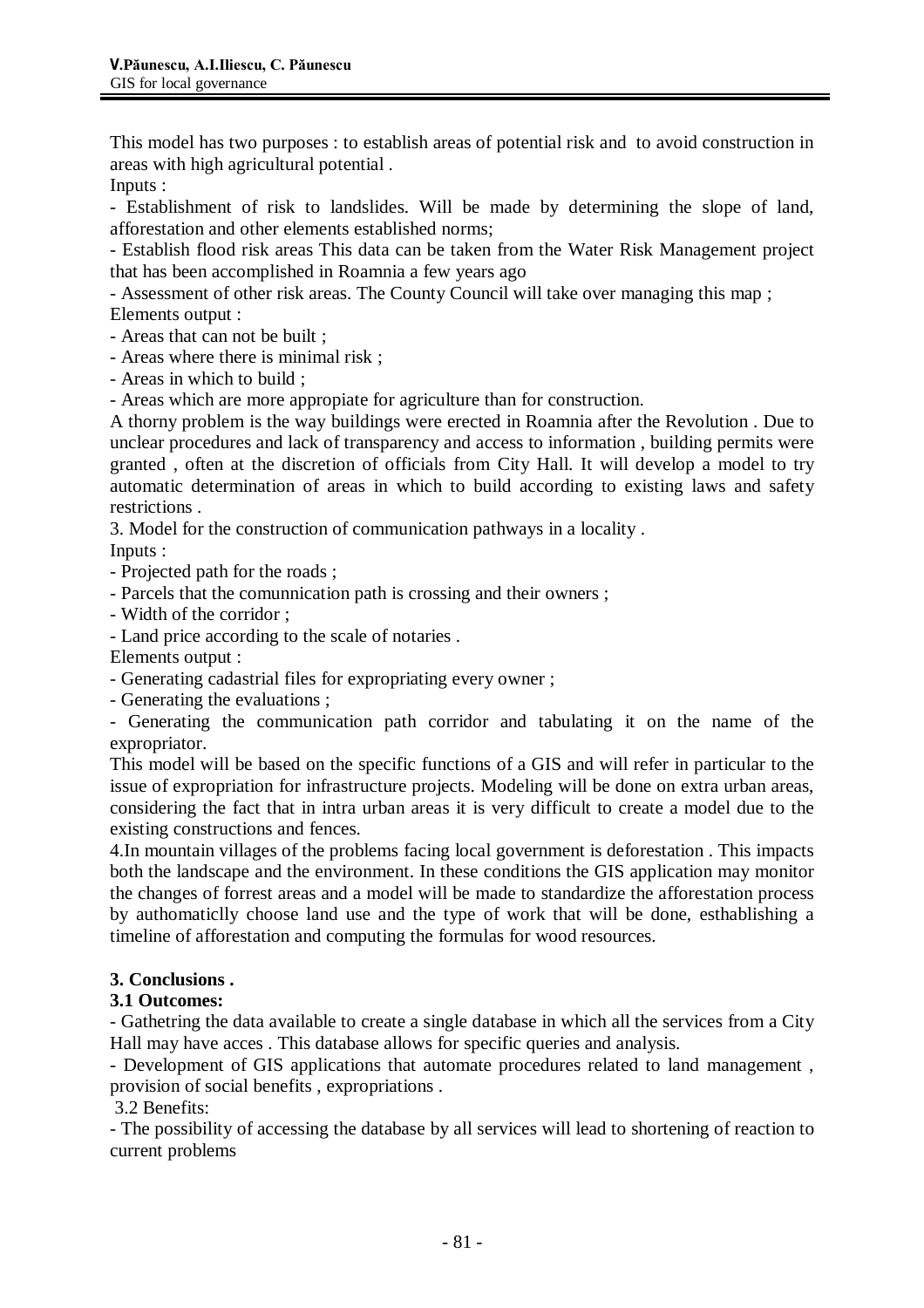This model has two purposes : to establish areas of potential risk and to avoid construction in areas with high agricultural potential .

Inputs :

- Establishment of risk to landslides. Will be made by determining the slope of land, afforestation and other elements established norms;
- Establish flood risk areas This data can be taken from the Water Risk Management project that has been accomplished in Roamnia a few years ago
- Assessment of other risk areas. The County Council will take over managing this map ;

Elements output :

- Areas that can not be built ;
- Areas where there is minimal risk ;
- Areas in which to build ;
- Areas which are more appropiate for agriculture than for construction.

A thorny problem is the way buildings were erected in Roamnia after the Revolution . Due to unclear procedures and lack of transparency and access to information , building permits were granted , often at the discretion of officials from City Hall. It will develop a model to try automatic determination of areas in which to build according to existing laws and safety restrictions .

3. Model for the construction of communication pathways in a locality .

Inputs :

- Projected path for the roads ;
- Parcels that the comunnication path is crossing and their owners ;
- Width of the corridor ;
- Land price according to the scale of notaries .

Elements output :

- Generating cadastrial files for expropriating every owner ;
- Generating the evaluations ;
- Generating the communication path corridor and tabulating it on the name of the expropriator.

This model will be based on the specific functions of a GIS and will refer in particular to the issue of expropriation for infrastructure projects. Modeling will be done on extra urban areas, considering the fact that in intra urban areas it is very difficult to create a model due to the existing constructions and fences.

4.In mountain villages of the problems facing local government is deforestation . This impacts both the landscape and the environment. In these conditions the GIS application may monitor the changes of forrest areas and a model will be made to standardize the afforestation process by authomaticlly choose land use and the type of work that will be done, esthablishing a timeline of afforestation and computing the formulas for wood resources.

## 3. Conclusions .

### 3.1 Outcomes:

- Gathetring the data available to create a single database in which all the services from a City Hall may have acces . This database allows for specific queries and analysis.
- Development of GIS applications that automate procedures related to land management , provision of social benefits , expropriations .

3.2 Benefits:

- The possibility of accessing the database by all services will lead to shortening of reaction to current problems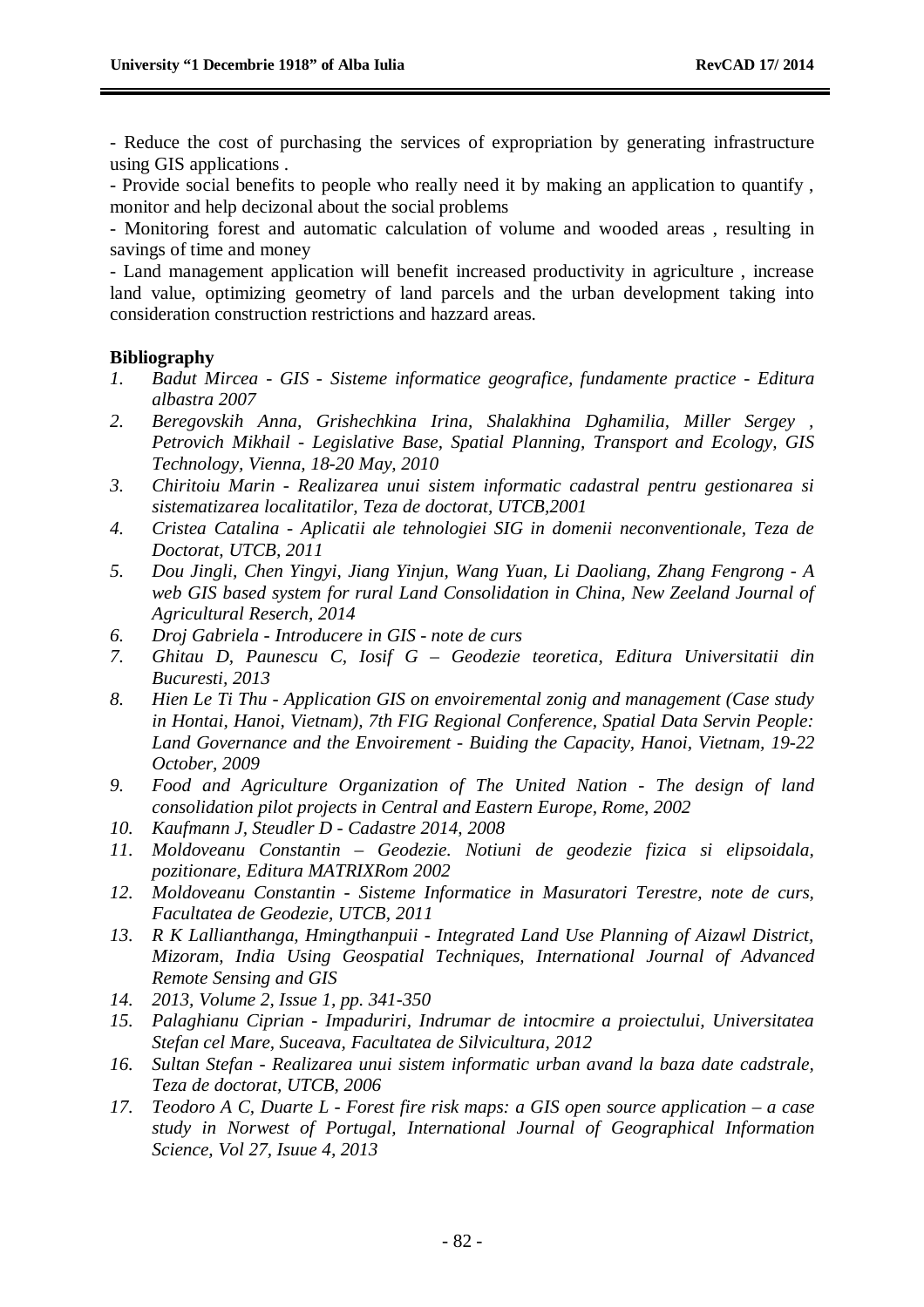- Reduce the cost of purchasing the services of expropriation by generating infrastructure using GIS applications .

- Provide social benefits to people who really need it by making an application to quantify , monitor and help decizonal about the social problems

- Monitoring forest and automatic calculation of volume and wooded areas , resulting in savings of time and money

- Land management application will benefit increased productivity in agriculture , increase land value, optimizing geometry of land parcels and the urban development taking into consideration construction restrictions and hazzard areas.

**Bibliography**

1. *Badut Mircea - GIS - Sisteme informatice geografice, fundamente practice - Editura albastra 2007*
2. *Beregovskih Anna, Grishechkina Irina, Shalakhina Dghamilia, Miller Sergey , Petrovich Mikhail - Legislative Base, Spatial Planning, Transport and Ecology, GIS Technology, Vienna, 18-20 May, 2010*
3. *Chiritoiu Marin - Realizarea unui sistem informatic cadastral pentru gestionarea si sistematizarea localitatilor, Teza de doctorat, UTCB,2001*
4. *Cristea Catalina - Aplicatii ale tehnologiei SIG in domenii neconventionale, Teza de Doctorat, UTCB, 2011*
5. *Dou Jingli, Chen Yingyi, Jiang Yinjun, Wang Yuan, Li Daoliang, Zhang Fengrong - A web GIS based system for rural Land Consolidation in China, New Zeeland Journal of Agricultural Reserch, 2014*
6. *Droj Gabriela - Introducere in GIS - note de curs*
7. *Ghitau D, Paunescu C, Iosif G – Geodezie teoretica, Editura Universitatii din Bucuresti, 2013*
8. *Hien Le Ti Thu - Application GIS on envoiremental zonig and management (Case study in Hontai, Hanoi, Vietnam), 7th FIG Regional Conference, Spatial Data Servin People: Land Governance and the Envoirement - Buiding the Capacity, Hanoi, Vietnam, 19-22 October, 2009*
9. *Food and Agriculture Organization of The United Nation - The design of land consolidation pilot projects in Central and Eastern Europe, Rome, 2002*
10. *Kaufmann J, Steudler D - Cadastre 2014, 2008*
11. *Moldoveanu Constantin – Geodezie. Notiuni de geodezie fizica si elipsoidala, pozitionare, Editura MATRIXRom 2002*
12. *Moldoveanu Constantin - Sisteme Informatice in Masuratori Terestre, note de curs, Facultatea de Geodezie, UTCB, 2011*
13. *R K Lallianthanga, Hmingthanpuii - Integrated Land Use Planning of Aizawl District, Mizoram, India Using Geospatial Techniques, International Journal of Advanced Remote Sensing and GIS*
14. *2013, Volume 2, Issue 1, pp. 341-350*
15. *Palaghianu Ciprian - Impaduriri, Indrumar de intocmire a proiectului, Universitatea Stefan cel Mare, Suceava, Facultatea de Silvicultura, 2012*
16. *Sultan Stefan - Realizarea unui sistem informatic urban avand la baza date cadstrale, Teza de doctorat, UTCB, 2006*
17. *Teodoro A C, Duarte L - Forest fire risk maps: a GIS open source application – a case study in Norwest of Portugal, International Journal of Geographical Information Science, Vol 27, Isuue 4, 2013*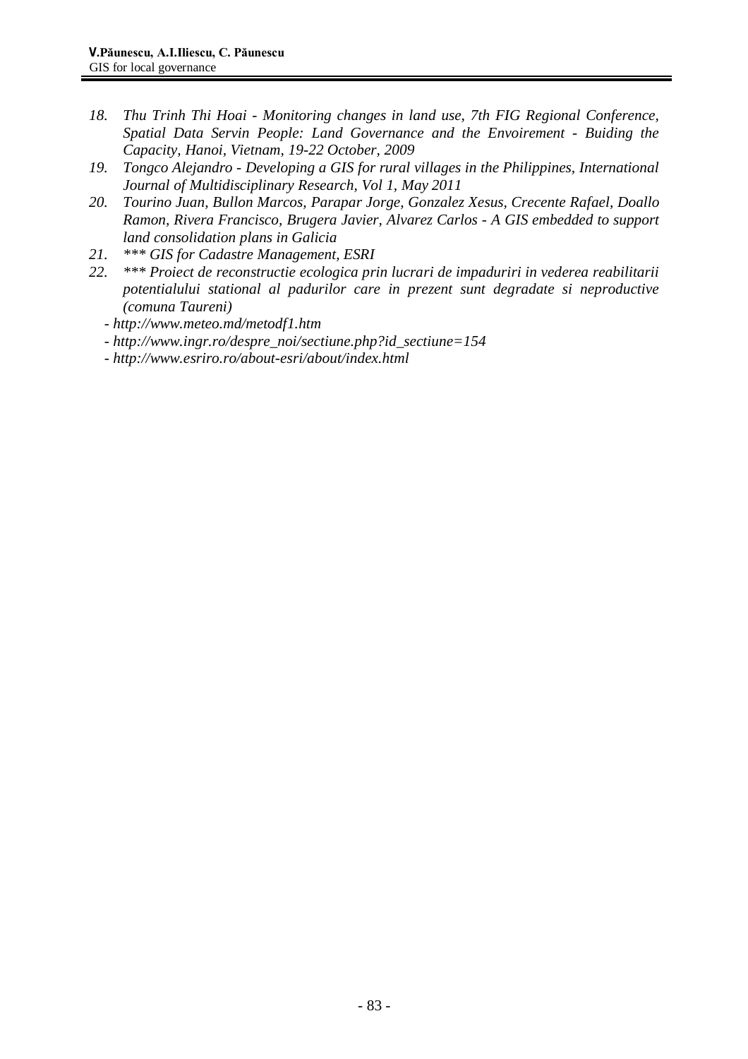18. *Thu Trinh Thi Hoai - Monitoring changes in land use, 7th FIG Regional Conference, Spatial Data Servin People: Land Governance and the Envoirement - Buiding the Capacity, Hanoi, Vietnam, 19-22 October, 2009*
19. *Tongco Alejandro - Developing a GIS for rural villages in the Philippines, International Journal of Multidisciplinary Research, Vol 1, May 2011*
20. *Tourino Juan, Bullon Marcos, Parapar Jorge, Gonzalez Xesus, Crecente Rafael, Doallo Ramon, Rivera Francisco, Brugera Javier, Alvarez Carlos - A GIS embedded to support land consolidation plans in Galicia*
21. *\*\*\* GIS for Cadastre Management, ESRI*
22. *\*\*\* Proiect de reconstructie ecologica prin lucrari de impaduriri in vederea reabilitarii potentialului stational al padurilor care in prezent sunt degradate si neproductive (comuna Taureni)*

   - *http://www.meteo.md/metodf1.htm*
   - *http://www.ingr.ro/despre_noi/sectiune.php?id_sectiune=154*
   - *http://www.esriro.ro/about-esri/about/index.html*